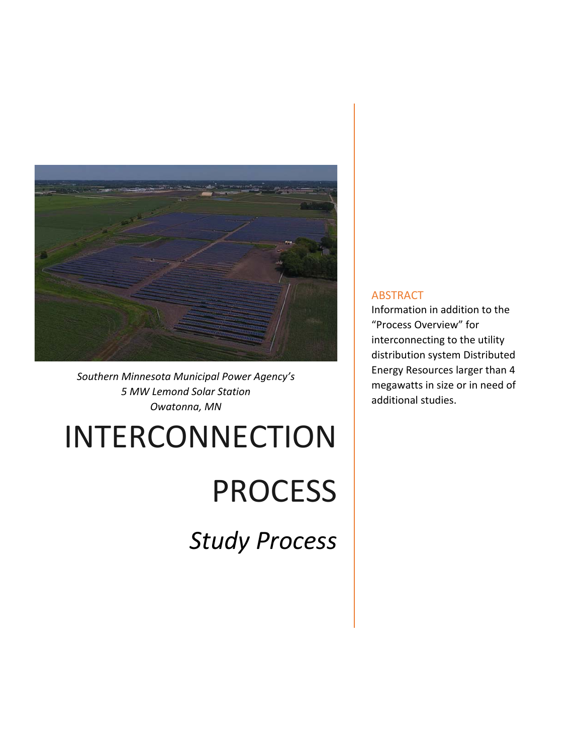*Southern Minnesota Municipal Power Agency's*
*5 MW Lemond Solar Station*
*Owatonna, MN*

# INTERCONNECTION PROCESS

## *Study Process*

### ABSTRACT

Information in addition to the "Process Overview" for interconnecting to the utility distribution system Distributed Energy Resources larger than 4 megawatts in size or in need of additional studies.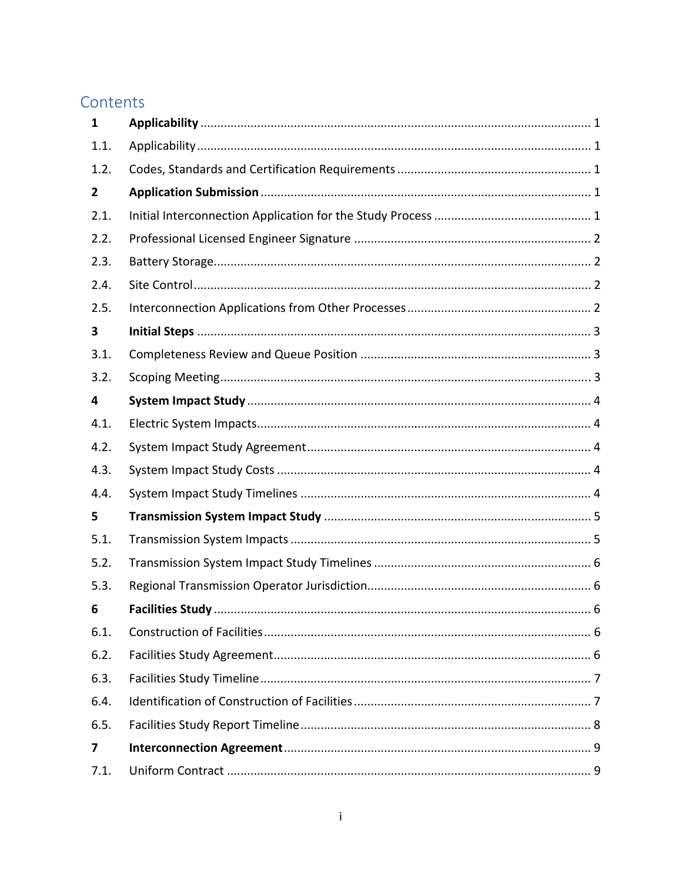# Contents

| | | |
|---|---|---|
| **1** | **Applicability** | 1 |
| 1.1. | Applicability | 1 |
| 1.2. | Codes, Standards and Certification Requirements | 1 |
| **2** | **Application Submission** | 1 |
| 2.1. | Initial Interconnection Application for the Study Process | 1 |
| 2.2. | Professional Licensed Engineer Signature | 2 |
| 2.3. | Battery Storage | 2 |
| 2.4. | Site Control | 2 |
| 2.5. | Interconnection Applications from Other Processes | 2 |
| **3** | **Initial Steps** | 3 |
| 3.1. | Completeness Review and Queue Position | 3 |
| 3.2. | Scoping Meeting | 3 |
| **4** | **System Impact Study** | 4 |
| 4.1. | Electric System Impacts | 4 |
| 4.2. | System Impact Study Agreement | 4 |
| 4.3. | System Impact Study Costs | 4 |
| 4.4. | System Impact Study Timelines | 4 |
| **5** | **Transmission System Impact Study** | 5 |
| 5.1. | Transmission System Impacts | 5 |
| 5.2. | Transmission System Impact Study Timelines | 6 |
| 5.3. | Regional Transmission Operator Jurisdiction | 6 |
| **6** | **Facilities Study** | 6 |
| 6.1. | Construction of Facilities | 6 |
| 6.2. | Facilities Study Agreement | 6 |
| 6.3. | Facilities Study Timeline | 7 |
| 6.4. | Identification of Construction of Facilities | 7 |
| 6.5. | Facilities Study Report Timeline | 8 |
| **7** | **Interconnection Agreement** | 9 |
| 7.1. | Uniform Contract | 9 |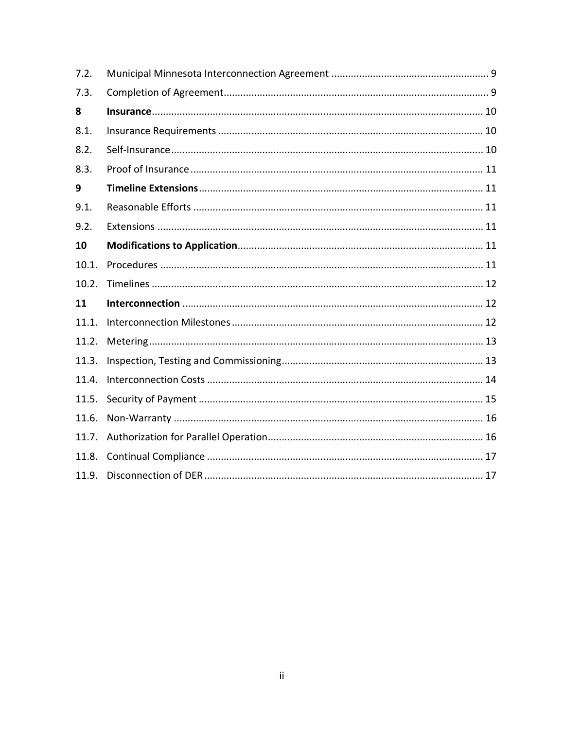| | | |
|---|---|---|
| 7.2. | Municipal Minnesota Interconnection Agreement | 9 |
| 7.3. | Completion of Agreement | 9 |
| **8** | **Insurance** | 10 |
| 8.1. | Insurance Requirements | 10 |
| 8.2. | Self-Insurance | 10 |
| 8.3. | Proof of Insurance | 11 |
| **9** | **Timeline Extensions** | 11 |
| 9.1. | Reasonable Efforts | 11 |
| 9.2. | Extensions | 11 |
| **10** | **Modifications to Application** | 11 |
| 10.1. | Procedures | 11 |
| 10.2. | Timelines | 12 |
| **11** | **Interconnection** | 12 |
| 11.1. | Interconnection Milestones | 12 |
| 11.2. | Metering | 13 |
| 11.3. | Inspection, Testing and Commissioning | 13 |
| 11.4. | Interconnection Costs | 14 |
| 11.5. | Security of Payment | 15 |
| 11.6. | Non-Warranty | 16 |
| 11.7. | Authorization for Parallel Operation | 16 |
| 11.8. | Continual Compliance | 17 |
| 11.9. | Disconnection of DER | 17 |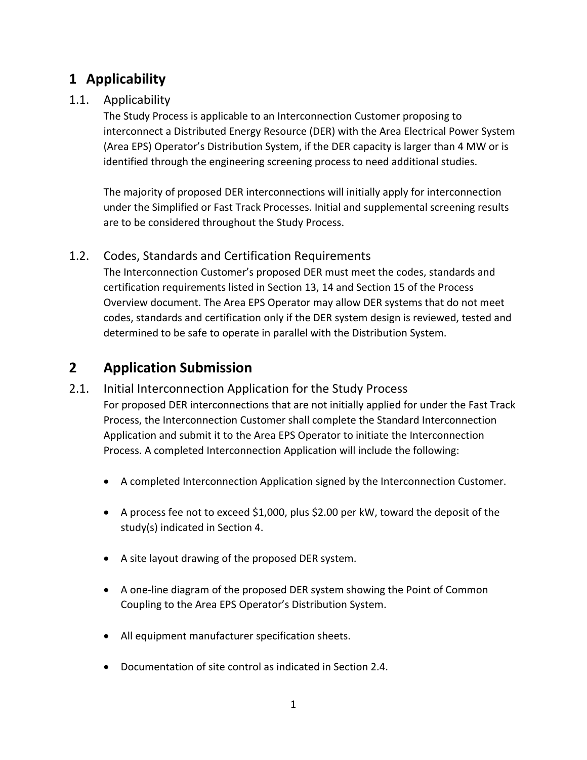# 1 Applicability

## 1.1. Applicability

The Study Process is applicable to an Interconnection Customer proposing to interconnect a Distributed Energy Resource (DER) with the Area Electrical Power System (Area EPS) Operator's Distribution System, if the DER capacity is larger than 4 MW or is identified through the engineering screening process to need additional studies.

The majority of proposed DER interconnections will initially apply for interconnection under the Simplified or Fast Track Processes. Initial and supplemental screening results are to be considered throughout the Study Process.

## 1.2. Codes, Standards and Certification Requirements

The Interconnection Customer's proposed DER must meet the codes, standards and certification requirements listed in Section 13, 14 and Section 15 of the Process Overview document. The Area EPS Operator may allow DER systems that do not meet codes, standards and certification only if the DER system design is reviewed, tested and determined to be safe to operate in parallel with the Distribution System.

# 2 Application Submission

## 2.1. Initial Interconnection Application for the Study Process

For proposed DER interconnections that are not initially applied for under the Fast Track Process, the Interconnection Customer shall complete the Standard Interconnection Application and submit it to the Area EPS Operator to initiate the Interconnection Process. A completed Interconnection Application will include the following:

- A completed Interconnection Application signed by the Interconnection Customer.
- A process fee not to exceed $1,000, plus $2.00 per kW, toward the deposit of the study(s) indicated in Section 4.
- A site layout drawing of the proposed DER system.
- A one-line diagram of the proposed DER system showing the Point of Common Coupling to the Area EPS Operator's Distribution System.
- All equipment manufacturer specification sheets.
- Documentation of site control as indicated in Section 2.4.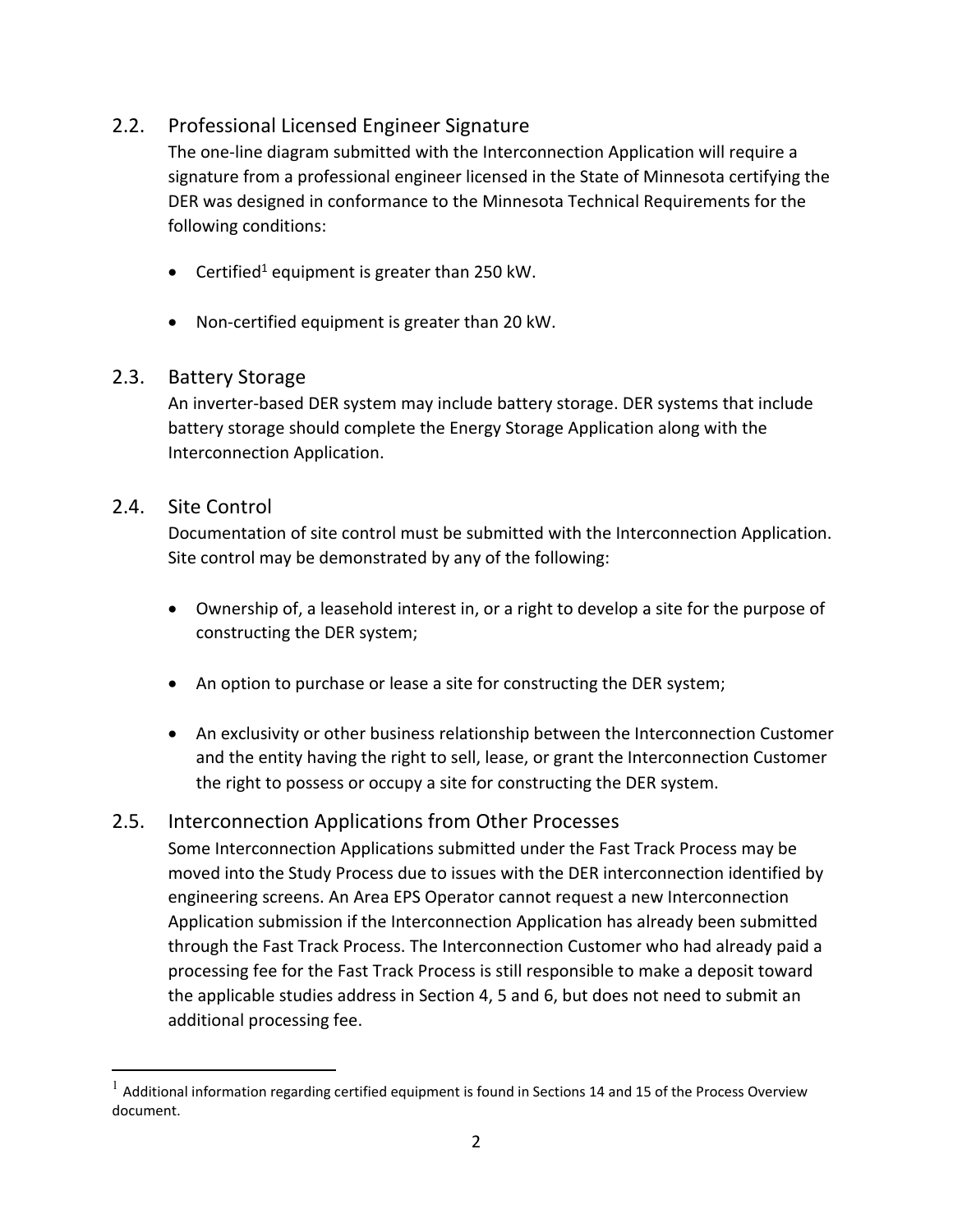## 2.2. Professional Licensed Engineer Signature

The one-line diagram submitted with the Interconnection Application will require a signature from a professional engineer licensed in the State of Minnesota certifying the DER was designed in conformance to the Minnesota Technical Requirements for the following conditions:

- Certified[1] equipment is greater than 250 kW.
- Non-certified equipment is greater than 20 kW.

## 2.3. Battery Storage

An inverter-based DER system may include battery storage. DER systems that include battery storage should complete the Energy Storage Application along with the Interconnection Application.

## 2.4. Site Control

Documentation of site control must be submitted with the Interconnection Application. Site control may be demonstrated by any of the following:

- Ownership of, a leasehold interest in, or a right to develop a site for the purpose of constructing the DER system;
- An option to purchase or lease a site for constructing the DER system;
- An exclusivity or other business relationship between the Interconnection Customer and the entity having the right to sell, lease, or grant the Interconnection Customer the right to possess or occupy a site for constructing the DER system.

## 2.5. Interconnection Applications from Other Processes

Some Interconnection Applications submitted under the Fast Track Process may be moved into the Study Process due to issues with the DER interconnection identified by engineering screens. An Area EPS Operator cannot request a new Interconnection Application submission if the Interconnection Application has already been submitted through the Fast Track Process. The Interconnection Customer who had already paid a processing fee for the Fast Track Process is still responsible to make a deposit toward the applicable studies address in Section 4, 5 and 6, but does not need to submit an additional processing fee.

[1] Additional information regarding certified equipment is found in Sections 14 and 15 of the Process Overview document.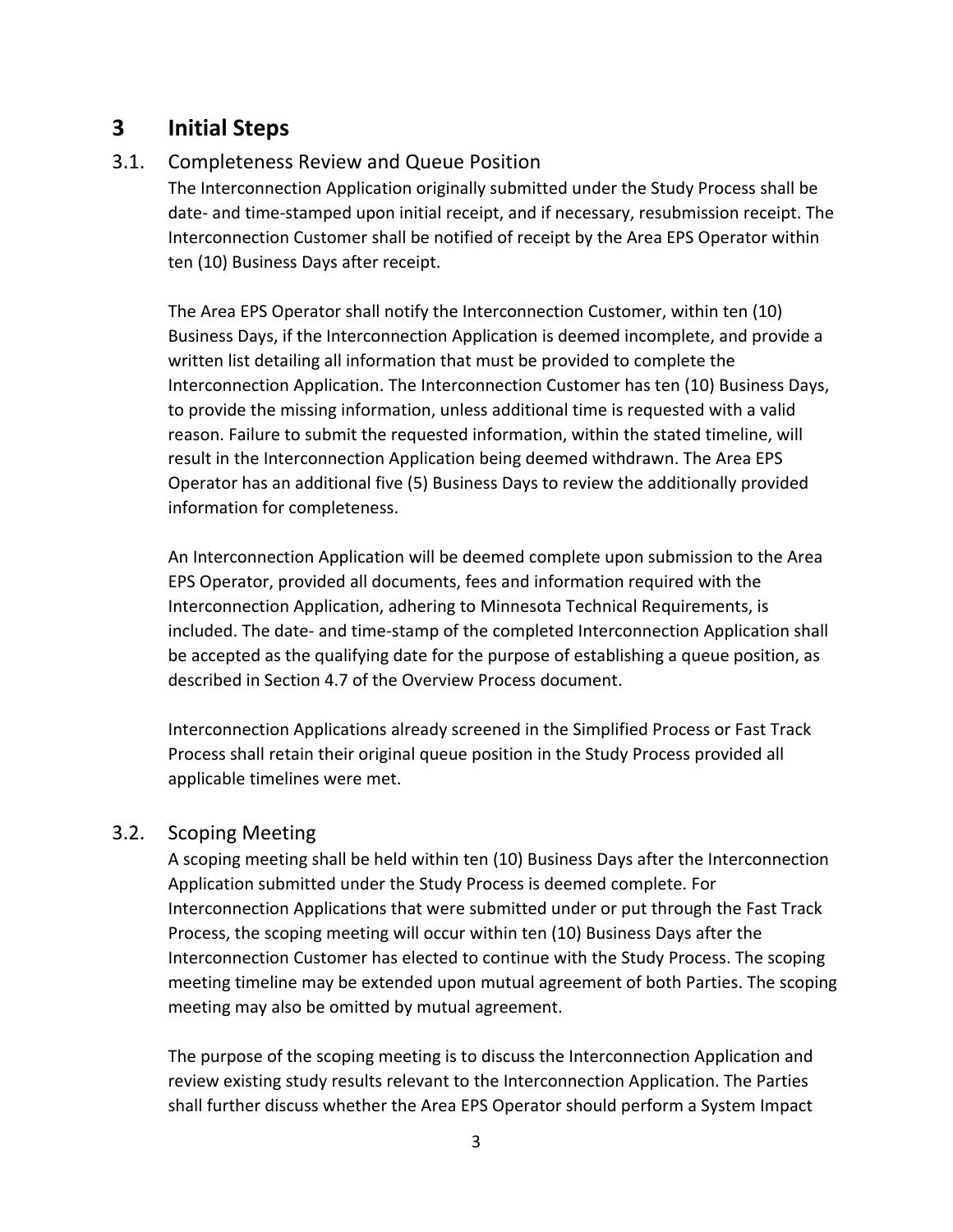# 3 Initial Steps

## 3.1. Completeness Review and Queue Position

The Interconnection Application originally submitted under the Study Process shall be date- and time-stamped upon initial receipt, and if necessary, resubmission receipt. The Interconnection Customer shall be notified of receipt by the Area EPS Operator within ten (10) Business Days after receipt.

The Area EPS Operator shall notify the Interconnection Customer, within ten (10) Business Days, if the Interconnection Application is deemed incomplete, and provide a written list detailing all information that must be provided to complete the Interconnection Application. The Interconnection Customer has ten (10) Business Days, to provide the missing information, unless additional time is requested with a valid reason. Failure to submit the requested information, within the stated timeline, will result in the Interconnection Application being deemed withdrawn. The Area EPS Operator has an additional five (5) Business Days to review the additionally provided information for completeness.

An Interconnection Application will be deemed complete upon submission to the Area EPS Operator, provided all documents, fees and information required with the Interconnection Application, adhering to Minnesota Technical Requirements, is included. The date- and time-stamp of the completed Interconnection Application shall be accepted as the qualifying date for the purpose of establishing a queue position, as described in Section 4.7 of the Overview Process document.

Interconnection Applications already screened in the Simplified Process or Fast Track Process shall retain their original queue position in the Study Process provided all applicable timelines were met.

## 3.2. Scoping Meeting

A scoping meeting shall be held within ten (10) Business Days after the Interconnection Application submitted under the Study Process is deemed complete. For Interconnection Applications that were submitted under or put through the Fast Track Process, the scoping meeting will occur within ten (10) Business Days after the Interconnection Customer has elected to continue with the Study Process. The scoping meeting timeline may be extended upon mutual agreement of both Parties. The scoping meeting may also be omitted by mutual agreement.

The purpose of the scoping meeting is to discuss the Interconnection Application and review existing study results relevant to the Interconnection Application. The Parties shall further discuss whether the Area EPS Operator should perform a System Impact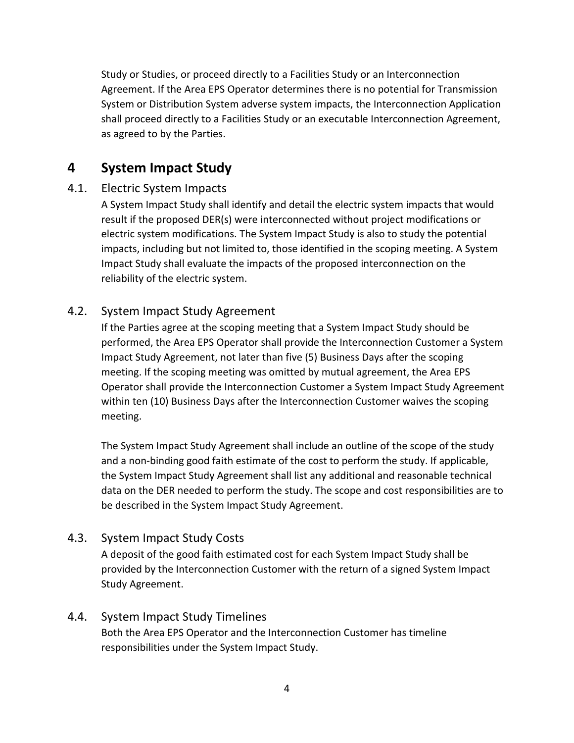Study or Studies, or proceed directly to a Facilities Study or an Interconnection Agreement. If the Area EPS Operator determines there is no potential for Transmission System or Distribution System adverse system impacts, the Interconnection Application shall proceed directly to a Facilities Study or an executable Interconnection Agreement, as agreed to by the Parties.

# 4 System Impact Study

## 4.1. Electric System Impacts

A System Impact Study shall identify and detail the electric system impacts that would result if the proposed DER(s) were interconnected without project modifications or electric system modifications. The System Impact Study is also to study the potential impacts, including but not limited to, those identified in the scoping meeting. A System Impact Study shall evaluate the impacts of the proposed interconnection on the reliability of the electric system.

## 4.2. System Impact Study Agreement

If the Parties agree at the scoping meeting that a System Impact Study should be performed, the Area EPS Operator shall provide the Interconnection Customer a System Impact Study Agreement, not later than five (5) Business Days after the scoping meeting. If the scoping meeting was omitted by mutual agreement, the Area EPS Operator shall provide the Interconnection Customer a System Impact Study Agreement within ten (10) Business Days after the Interconnection Customer waives the scoping meeting.

The System Impact Study Agreement shall include an outline of the scope of the study and a non-binding good faith estimate of the cost to perform the study. If applicable, the System Impact Study Agreement shall list any additional and reasonable technical data on the DER needed to perform the study. The scope and cost responsibilities are to be described in the System Impact Study Agreement.

## 4.3. System Impact Study Costs

A deposit of the good faith estimated cost for each System Impact Study shall be provided by the Interconnection Customer with the return of a signed System Impact Study Agreement.

## 4.4. System Impact Study Timelines

Both the Area EPS Operator and the Interconnection Customer has timeline responsibilities under the System Impact Study.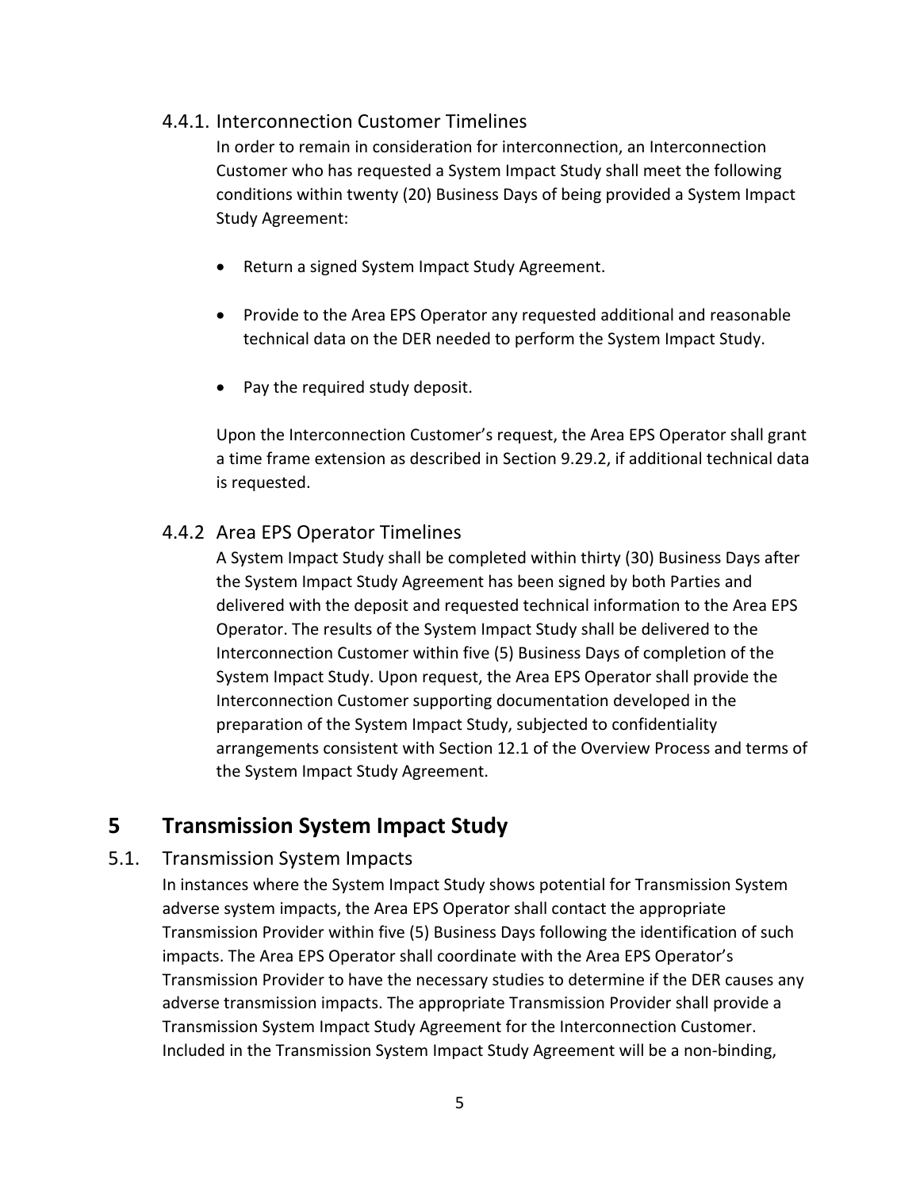#### 4.4.1. Interconnection Customer Timelines

In order to remain in consideration for interconnection, an Interconnection Customer who has requested a System Impact Study shall meet the following conditions within twenty (20) Business Days of being provided a System Impact Study Agreement:

- Return a signed System Impact Study Agreement.
- Provide to the Area EPS Operator any requested additional and reasonable technical data on the DER needed to perform the System Impact Study.
- Pay the required study deposit.

Upon the Interconnection Customer's request, the Area EPS Operator shall grant a time frame extension as described in Section 9.29.2, if additional technical data is requested.

#### 4.4.2 Area EPS Operator Timelines

A System Impact Study shall be completed within thirty (30) Business Days after the System Impact Study Agreement has been signed by both Parties and delivered with the deposit and requested technical information to the Area EPS Operator. The results of the System Impact Study shall be delivered to the Interconnection Customer within five (5) Business Days of completion of the System Impact Study. Upon request, the Area EPS Operator shall provide the Interconnection Customer supporting documentation developed in the preparation of the System Impact Study, subjected to confidentiality arrangements consistent with Section 12.1 of the Overview Process and terms of the System Impact Study Agreement.

## 5 Transmission System Impact Study

### 5.1. Transmission System Impacts

In instances where the System Impact Study shows potential for Transmission System adverse system impacts, the Area EPS Operator shall contact the appropriate Transmission Provider within five (5) Business Days following the identification of such impacts. The Area EPS Operator shall coordinate with the Area EPS Operator's Transmission Provider to have the necessary studies to determine if the DER causes any adverse transmission impacts. The appropriate Transmission Provider shall provide a Transmission System Impact Study Agreement for the Interconnection Customer. Included in the Transmission System Impact Study Agreement will be a non-binding,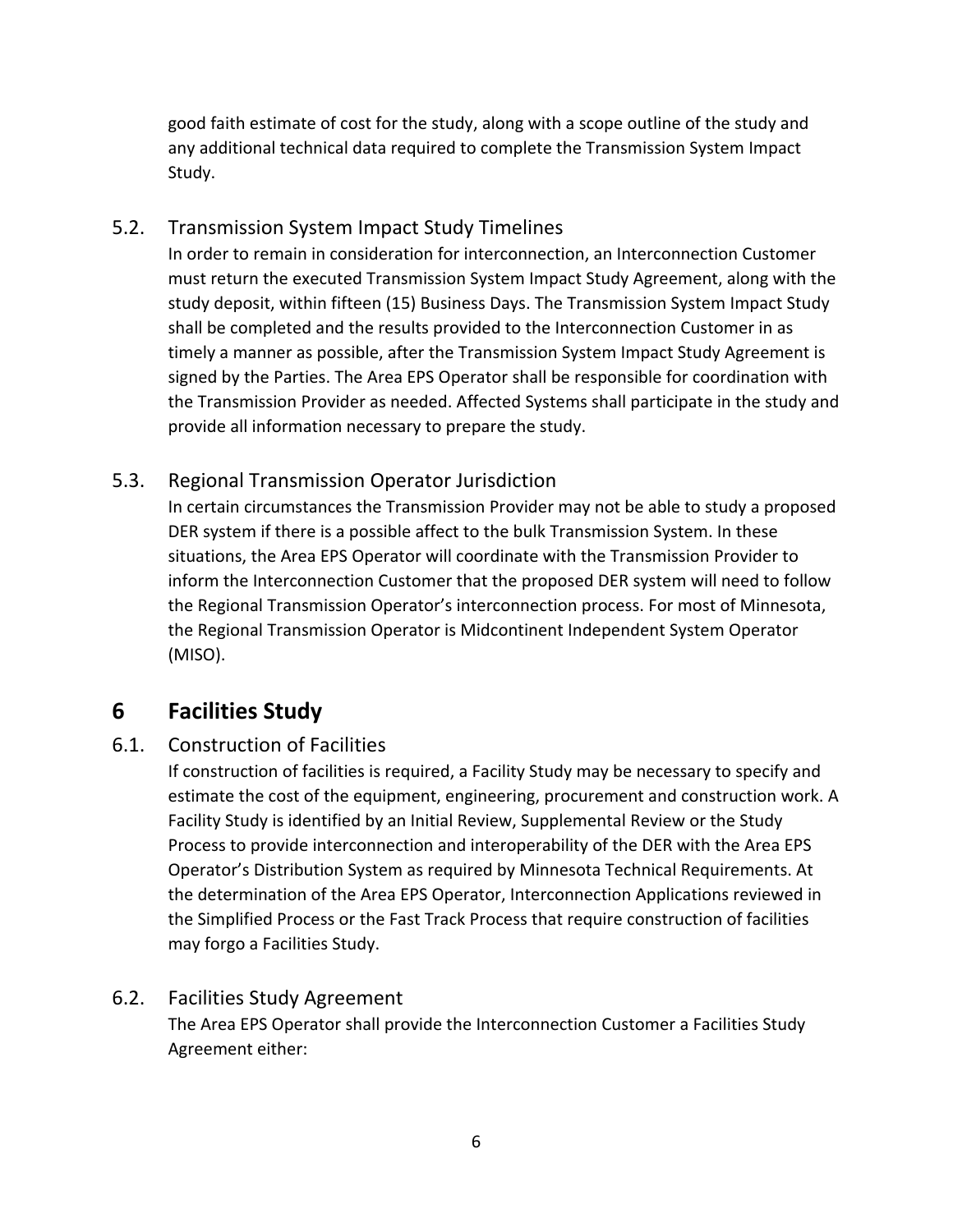good faith estimate of cost for the study, along with a scope outline of the study and any additional technical data required to complete the Transmission System Impact Study.

### 5.2. Transmission System Impact Study Timelines

In order to remain in consideration for interconnection, an Interconnection Customer must return the executed Transmission System Impact Study Agreement, along with the study deposit, within fifteen (15) Business Days. The Transmission System Impact Study shall be completed and the results provided to the Interconnection Customer in as timely a manner as possible, after the Transmission System Impact Study Agreement is signed by the Parties. The Area EPS Operator shall be responsible for coordination with the Transmission Provider as needed. Affected Systems shall participate in the study and provide all information necessary to prepare the study.

### 5.3. Regional Transmission Operator Jurisdiction

In certain circumstances the Transmission Provider may not be able to study a proposed DER system if there is a possible affect to the bulk Transmission System. In these situations, the Area EPS Operator will coordinate with the Transmission Provider to inform the Interconnection Customer that the proposed DER system will need to follow the Regional Transmission Operator's interconnection process. For most of Minnesota, the Regional Transmission Operator is Midcontinent Independent System Operator (MISO).

## 6 Facilities Study

### 6.1. Construction of Facilities

If construction of facilities is required, a Facility Study may be necessary to specify and estimate the cost of the equipment, engineering, procurement and construction work. A Facility Study is identified by an Initial Review, Supplemental Review or the Study Process to provide interconnection and interoperability of the DER with the Area EPS Operator's Distribution System as required by Minnesota Technical Requirements. At the determination of the Area EPS Operator, Interconnection Applications reviewed in the Simplified Process or the Fast Track Process that require construction of facilities may forgo a Facilities Study.

### 6.2. Facilities Study Agreement

The Area EPS Operator shall provide the Interconnection Customer a Facilities Study Agreement either: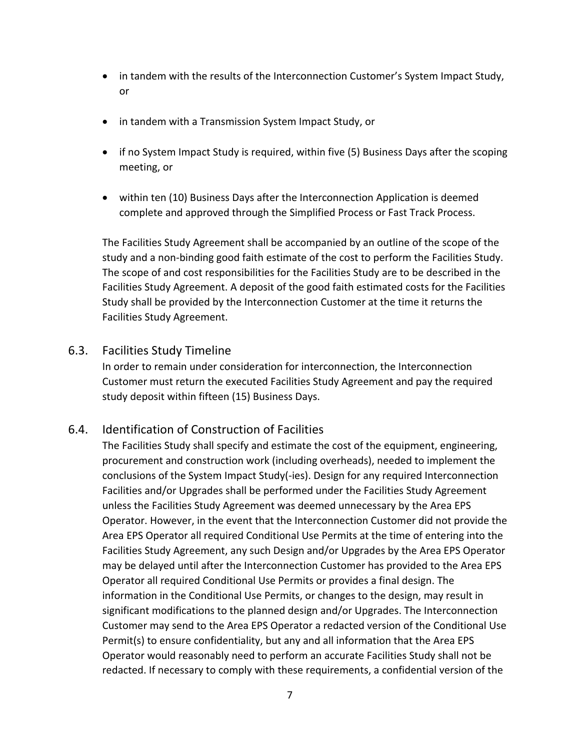- in tandem with the results of the Interconnection Customer's System Impact Study, or
- in tandem with a Transmission System Impact Study, or
- if no System Impact Study is required, within five (5) Business Days after the scoping meeting, or
- within ten (10) Business Days after the Interconnection Application is deemed complete and approved through the Simplified Process or Fast Track Process.

The Facilities Study Agreement shall be accompanied by an outline of the scope of the study and a non-binding good faith estimate of the cost to perform the Facilities Study. The scope of and cost responsibilities for the Facilities Study are to be described in the Facilities Study Agreement. A deposit of the good faith estimated costs for the Facilities Study shall be provided by the Interconnection Customer at the time it returns the Facilities Study Agreement.

### 6.3. Facilities Study Timeline

In order to remain under consideration for interconnection, the Interconnection Customer must return the executed Facilities Study Agreement and pay the required study deposit within fifteen (15) Business Days.

### 6.4. Identification of Construction of Facilities

The Facilities Study shall specify and estimate the cost of the equipment, engineering, procurement and construction work (including overheads), needed to implement the conclusions of the System Impact Study(-ies). Design for any required Interconnection Facilities and/or Upgrades shall be performed under the Facilities Study Agreement unless the Facilities Study Agreement was deemed unnecessary by the Area EPS Operator. However, in the event that the Interconnection Customer did not provide the Area EPS Operator all required Conditional Use Permits at the time of entering into the Facilities Study Agreement, any such Design and/or Upgrades by the Area EPS Operator may be delayed until after the Interconnection Customer has provided to the Area EPS Operator all required Conditional Use Permits or provides a final design. The information in the Conditional Use Permits, or changes to the design, may result in significant modifications to the planned design and/or Upgrades. The Interconnection Customer may send to the Area EPS Operator a redacted version of the Conditional Use Permit(s) to ensure confidentiality, but any and all information that the Area EPS Operator would reasonably need to perform an accurate Facilities Study shall not be redacted. If necessary to comply with these requirements, a confidential version of the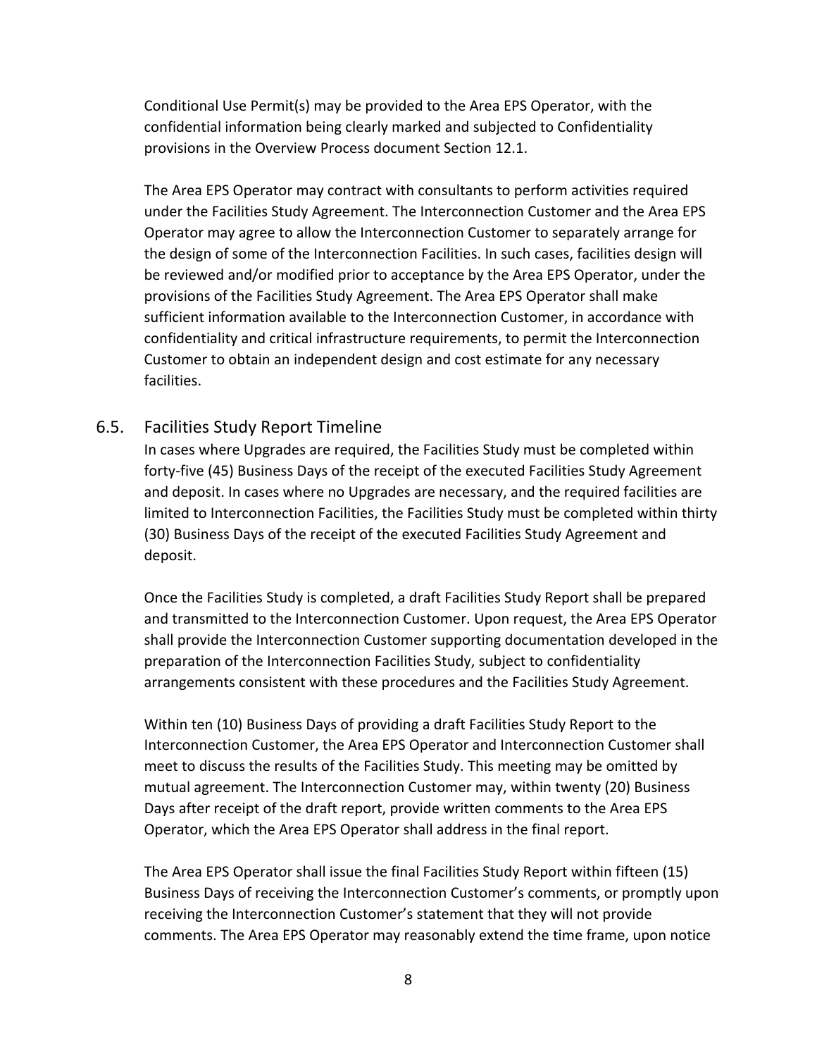Conditional Use Permit(s) may be provided to the Area EPS Operator, with the confidential information being clearly marked and subjected to Confidentiality provisions in the Overview Process document Section 12.1.

The Area EPS Operator may contract with consultants to perform activities required under the Facilities Study Agreement. The Interconnection Customer and the Area EPS Operator may agree to allow the Interconnection Customer to separately arrange for the design of some of the Interconnection Facilities. In such cases, facilities design will be reviewed and/or modified prior to acceptance by the Area EPS Operator, under the provisions of the Facilities Study Agreement. The Area EPS Operator shall make sufficient information available to the Interconnection Customer, in accordance with confidentiality and critical infrastructure requirements, to permit the Interconnection Customer to obtain an independent design and cost estimate for any necessary facilities.

## 6.5. Facilities Study Report Timeline

In cases where Upgrades are required, the Facilities Study must be completed within forty-five (45) Business Days of the receipt of the executed Facilities Study Agreement and deposit. In cases where no Upgrades are necessary, and the required facilities are limited to Interconnection Facilities, the Facilities Study must be completed within thirty (30) Business Days of the receipt of the executed Facilities Study Agreement and deposit.

Once the Facilities Study is completed, a draft Facilities Study Report shall be prepared and transmitted to the Interconnection Customer. Upon request, the Area EPS Operator shall provide the Interconnection Customer supporting documentation developed in the preparation of the Interconnection Facilities Study, subject to confidentiality arrangements consistent with these procedures and the Facilities Study Agreement.

Within ten (10) Business Days of providing a draft Facilities Study Report to the Interconnection Customer, the Area EPS Operator and Interconnection Customer shall meet to discuss the results of the Facilities Study. This meeting may be omitted by mutual agreement. The Interconnection Customer may, within twenty (20) Business Days after receipt of the draft report, provide written comments to the Area EPS Operator, which the Area EPS Operator shall address in the final report.

The Area EPS Operator shall issue the final Facilities Study Report within fifteen (15) Business Days of receiving the Interconnection Customer's comments, or promptly upon receiving the Interconnection Customer's statement that they will not provide comments. The Area EPS Operator may reasonably extend the time frame, upon notice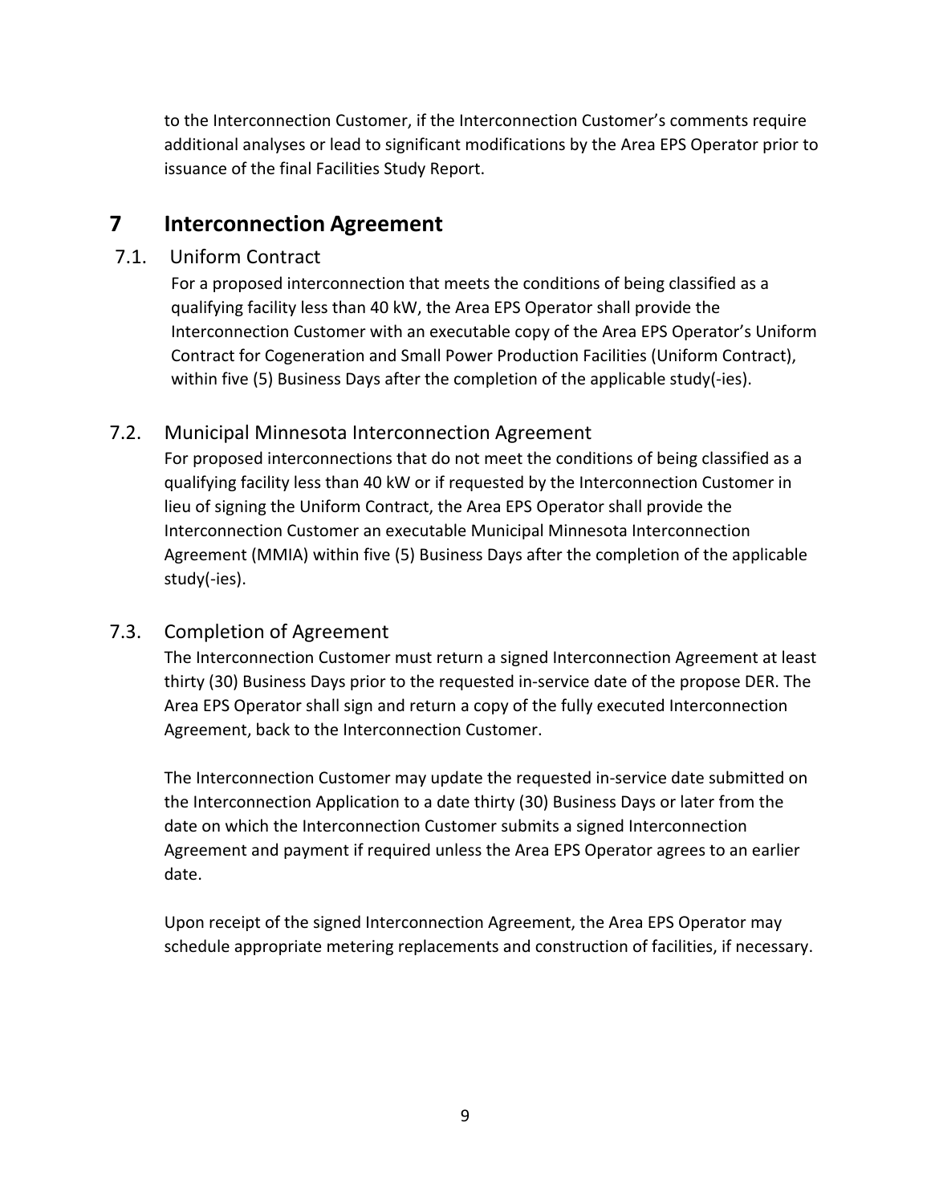to the Interconnection Customer, if the Interconnection Customer's comments require additional analyses or lead to significant modifications by the Area EPS Operator prior to issuance of the final Facilities Study Report.

# 7 Interconnection Agreement

## 7.1. Uniform Contract

For a proposed interconnection that meets the conditions of being classified as a qualifying facility less than 40 kW, the Area EPS Operator shall provide the Interconnection Customer with an executable copy of the Area EPS Operator's Uniform Contract for Cogeneration and Small Power Production Facilities (Uniform Contract), within five (5) Business Days after the completion of the applicable study(-ies).

## 7.2. Municipal Minnesota Interconnection Agreement

For proposed interconnections that do not meet the conditions of being classified as a qualifying facility less than 40 kW or if requested by the Interconnection Customer in lieu of signing the Uniform Contract, the Area EPS Operator shall provide the Interconnection Customer an executable Municipal Minnesota Interconnection Agreement (MMIA) within five (5) Business Days after the completion of the applicable study(-ies).

## 7.3. Completion of Agreement

The Interconnection Customer must return a signed Interconnection Agreement at least thirty (30) Business Days prior to the requested in-service date of the propose DER. The Area EPS Operator shall sign and return a copy of the fully executed Interconnection Agreement, back to the Interconnection Customer.

The Interconnection Customer may update the requested in-service date submitted on the Interconnection Application to a date thirty (30) Business Days or later from the date on which the Interconnection Customer submits a signed Interconnection Agreement and payment if required unless the Area EPS Operator agrees to an earlier date.

Upon receipt of the signed Interconnection Agreement, the Area EPS Operator may schedule appropriate metering replacements and construction of facilities, if necessary.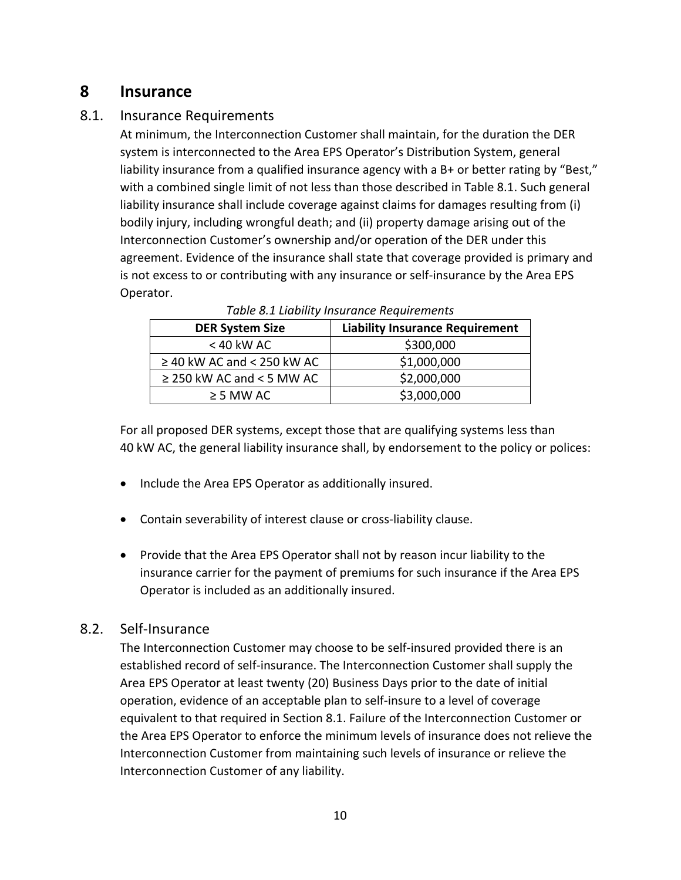# 8 Insurance

## 8.1. Insurance Requirements

At minimum, the Interconnection Customer shall maintain, for the duration the DER system is interconnected to the Area EPS Operator's Distribution System, general liability insurance from a qualified insurance agency with a B+ or better rating by "Best," with a combined single limit of not less than those described in Table 8.1. Such general liability insurance shall include coverage against claims for damages resulting from (i) bodily injury, including wrongful death; and (ii) property damage arising out of the Interconnection Customer's ownership and/or operation of the DER under this agreement. Evidence of the insurance shall state that coverage provided is primary and is not excess to or contributing with any insurance or self-insurance by the Area EPS Operator.

*Table 8.1 Liability Insurance Requirements*

| DER System Size | Liability Insurance Requirement |
|---|---|
| < 40 kW AC | $300,000 |
| ≥ 40 kW AC and < 250 kW AC | $1,000,000 |
| ≥ 250 kW AC and < 5 MW AC | $2,000,000 |
| ≥ 5 MW AC | $3,000,000 |

For all proposed DER systems, except those that are qualifying systems less than 40 kW AC, the general liability insurance shall, by endorsement to the policy or polices:

- Include the Area EPS Operator as additionally insured.
- Contain severability of interest clause or cross-liability clause.
- Provide that the Area EPS Operator shall not by reason incur liability to the insurance carrier for the payment of premiums for such insurance if the Area EPS Operator is included as an additionally insured.

## 8.2. Self-Insurance

The Interconnection Customer may choose to be self-insured provided there is an established record of self-insurance. The Interconnection Customer shall supply the Area EPS Operator at least twenty (20) Business Days prior to the date of initial operation, evidence of an acceptable plan to self-insure to a level of coverage equivalent to that required in Section 8.1. Failure of the Interconnection Customer or the Area EPS Operator to enforce the minimum levels of insurance does not relieve the Interconnection Customer from maintaining such levels of insurance or relieve the Interconnection Customer of any liability.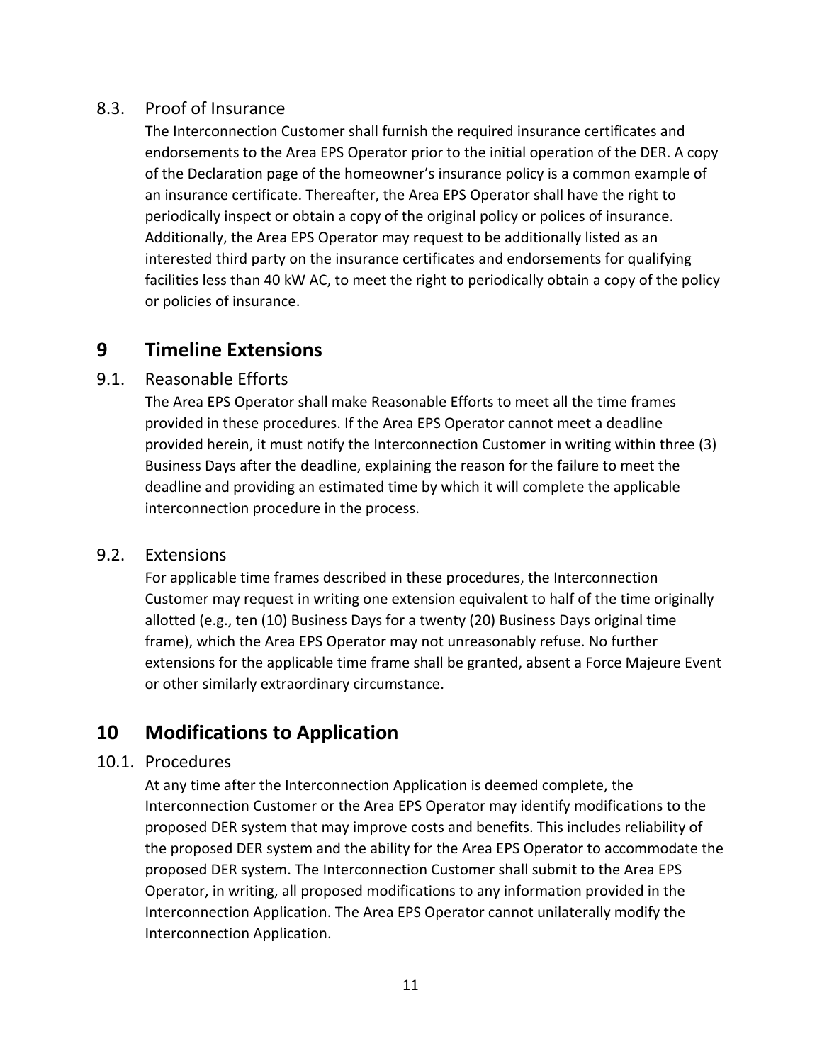### 8.3. Proof of Insurance

The Interconnection Customer shall furnish the required insurance certificates and endorsements to the Area EPS Operator prior to the initial operation of the DER. A copy of the Declaration page of the homeowner's insurance policy is a common example of an insurance certificate. Thereafter, the Area EPS Operator shall have the right to periodically inspect or obtain a copy of the original policy or polices of insurance. Additionally, the Area EPS Operator may request to be additionally listed as an interested third party on the insurance certificates and endorsements for qualifying facilities less than 40 kW AC, to meet the right to periodically obtain a copy of the policy or policies of insurance.

## 9 Timeline Extensions

### 9.1. Reasonable Efforts

The Area EPS Operator shall make Reasonable Efforts to meet all the time frames provided in these procedures. If the Area EPS Operator cannot meet a deadline provided herein, it must notify the Interconnection Customer in writing within three (3) Business Days after the deadline, explaining the reason for the failure to meet the deadline and providing an estimated time by which it will complete the applicable interconnection procedure in the process.

### 9.2. Extensions

For applicable time frames described in these procedures, the Interconnection Customer may request in writing one extension equivalent to half of the time originally allotted (e.g., ten (10) Business Days for a twenty (20) Business Days original time frame), which the Area EPS Operator may not unreasonably refuse. No further extensions for the applicable time frame shall be granted, absent a Force Majeure Event or other similarly extraordinary circumstance.

## 10 Modifications to Application

### 10.1. Procedures

At any time after the Interconnection Application is deemed complete, the Interconnection Customer or the Area EPS Operator may identify modifications to the proposed DER system that may improve costs and benefits. This includes reliability of the proposed DER system and the ability for the Area EPS Operator to accommodate the proposed DER system. The Interconnection Customer shall submit to the Area EPS Operator, in writing, all proposed modifications to any information provided in the Interconnection Application. The Area EPS Operator cannot unilaterally modify the Interconnection Application.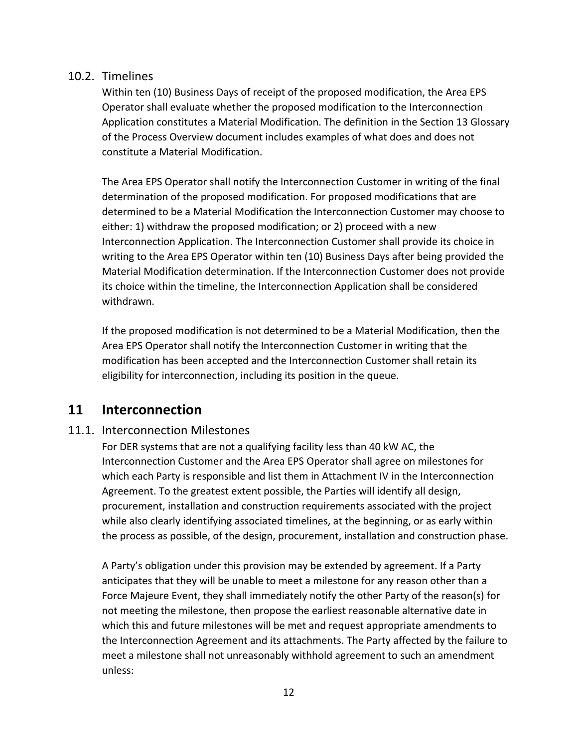### 10.2. Timelines

Within ten (10) Business Days of receipt of the proposed modification, the Area EPS Operator shall evaluate whether the proposed modification to the Interconnection Application constitutes a Material Modification. The definition in the Section 13 Glossary of the Process Overview document includes examples of what does and does not constitute a Material Modification.

The Area EPS Operator shall notify the Interconnection Customer in writing of the final determination of the proposed modification. For proposed modifications that are determined to be a Material Modification the Interconnection Customer may choose to either: 1) withdraw the proposed modification; or 2) proceed with a new Interconnection Application. The Interconnection Customer shall provide its choice in writing to the Area EPS Operator within ten (10) Business Days after being provided the Material Modification determination. If the Interconnection Customer does not provide its choice within the timeline, the Interconnection Application shall be considered withdrawn.

If the proposed modification is not determined to be a Material Modification, then the Area EPS Operator shall notify the Interconnection Customer in writing that the modification has been accepted and the Interconnection Customer shall retain its eligibility for interconnection, including its position in the queue.

## 11 Interconnection

### 11.1. Interconnection Milestones

For DER systems that are not a qualifying facility less than 40 kW AC, the Interconnection Customer and the Area EPS Operator shall agree on milestones for which each Party is responsible and list them in Attachment IV in the Interconnection Agreement. To the greatest extent possible, the Parties will identify all design, procurement, installation and construction requirements associated with the project while also clearly identifying associated timelines, at the beginning, or as early within the process as possible, of the design, procurement, installation and construction phase.

A Party's obligation under this provision may be extended by agreement. If a Party anticipates that they will be unable to meet a milestone for any reason other than a Force Majeure Event, they shall immediately notify the other Party of the reason(s) for not meeting the milestone, then propose the earliest reasonable alternative date in which this and future milestones will be met and request appropriate amendments to the Interconnection Agreement and its attachments. The Party affected by the failure to meet a milestone shall not unreasonably withhold agreement to such an amendment unless: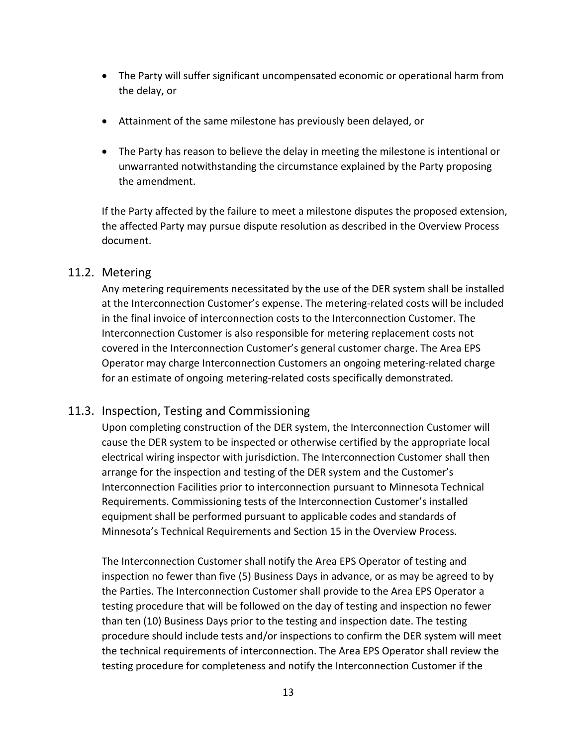- The Party will suffer significant uncompensated economic or operational harm from the delay, or
- Attainment of the same milestone has previously been delayed, or
- The Party has reason to believe the delay in meeting the milestone is intentional or unwarranted notwithstanding the circumstance explained by the Party proposing the amendment.

If the Party affected by the failure to meet a milestone disputes the proposed extension, the affected Party may pursue dispute resolution as described in the Overview Process document.

## 11.2. Metering

Any metering requirements necessitated by the use of the DER system shall be installed at the Interconnection Customer's expense. The metering-related costs will be included in the final invoice of interconnection costs to the Interconnection Customer. The Interconnection Customer is also responsible for metering replacement costs not covered in the Interconnection Customer's general customer charge. The Area EPS Operator may charge Interconnection Customers an ongoing metering-related charge for an estimate of ongoing metering-related costs specifically demonstrated.

## 11.3. Inspection, Testing and Commissioning

Upon completing construction of the DER system, the Interconnection Customer will cause the DER system to be inspected or otherwise certified by the appropriate local electrical wiring inspector with jurisdiction. The Interconnection Customer shall then arrange for the inspection and testing of the DER system and the Customer's Interconnection Facilities prior to interconnection pursuant to Minnesota Technical Requirements. Commissioning tests of the Interconnection Customer's installed equipment shall be performed pursuant to applicable codes and standards of Minnesota's Technical Requirements and Section 15 in the Overview Process.

The Interconnection Customer shall notify the Area EPS Operator of testing and inspection no fewer than five (5) Business Days in advance, or as may be agreed to by the Parties. The Interconnection Customer shall provide to the Area EPS Operator a testing procedure that will be followed on the day of testing and inspection no fewer than ten (10) Business Days prior to the testing and inspection date. The testing procedure should include tests and/or inspections to confirm the DER system will meet the technical requirements of interconnection. The Area EPS Operator shall review the testing procedure for completeness and notify the Interconnection Customer if the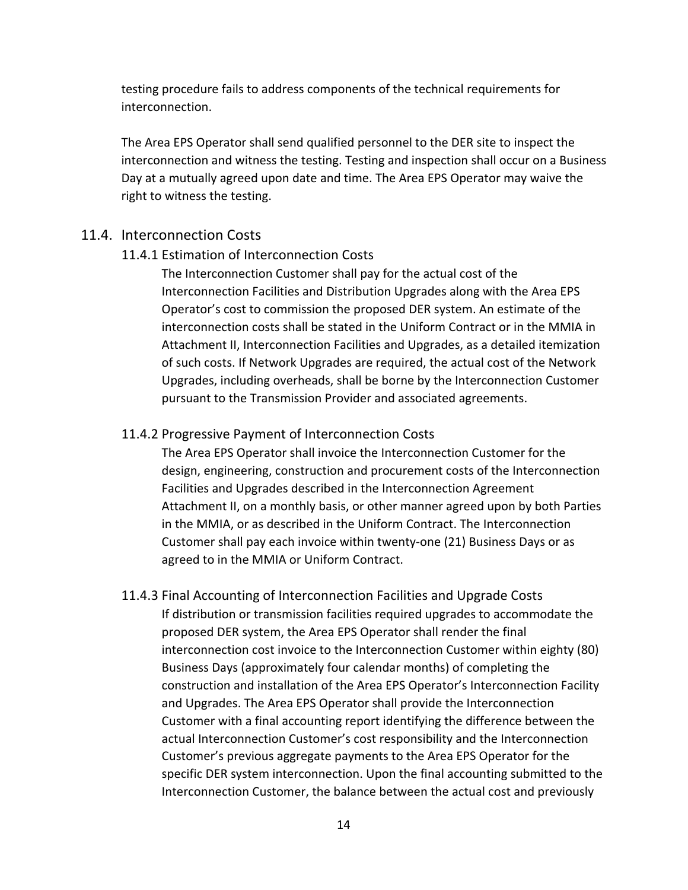testing procedure fails to address components of the technical requirements for interconnection.

The Area EPS Operator shall send qualified personnel to the DER site to inspect the interconnection and witness the testing. Testing and inspection shall occur on a Business Day at a mutually agreed upon date and time. The Area EPS Operator may waive the right to witness the testing.

## 11.4. Interconnection Costs

### 11.4.1 Estimation of Interconnection Costs

The Interconnection Customer shall pay for the actual cost of the Interconnection Facilities and Distribution Upgrades along with the Area EPS Operator's cost to commission the proposed DER system. An estimate of the interconnection costs shall be stated in the Uniform Contract or in the MMIA in Attachment II, Interconnection Facilities and Upgrades, as a detailed itemization of such costs. If Network Upgrades are required, the actual cost of the Network Upgrades, including overheads, shall be borne by the Interconnection Customer pursuant to the Transmission Provider and associated agreements.

### 11.4.2 Progressive Payment of Interconnection Costs

The Area EPS Operator shall invoice the Interconnection Customer for the design, engineering, construction and procurement costs of the Interconnection Facilities and Upgrades described in the Interconnection Agreement Attachment II, on a monthly basis, or other manner agreed upon by both Parties in the MMIA, or as described in the Uniform Contract. The Interconnection Customer shall pay each invoice within twenty-one (21) Business Days or as agreed to in the MMIA or Uniform Contract.

### 11.4.3 Final Accounting of Interconnection Facilities and Upgrade Costs

If distribution or transmission facilities required upgrades to accommodate the proposed DER system, the Area EPS Operator shall render the final interconnection cost invoice to the Interconnection Customer within eighty (80) Business Days (approximately four calendar months) of completing the construction and installation of the Area EPS Operator's Interconnection Facility and Upgrades. The Area EPS Operator shall provide the Interconnection Customer with a final accounting report identifying the difference between the actual Interconnection Customer's cost responsibility and the Interconnection Customer's previous aggregate payments to the Area EPS Operator for the specific DER system interconnection. Upon the final accounting submitted to the Interconnection Customer, the balance between the actual cost and previously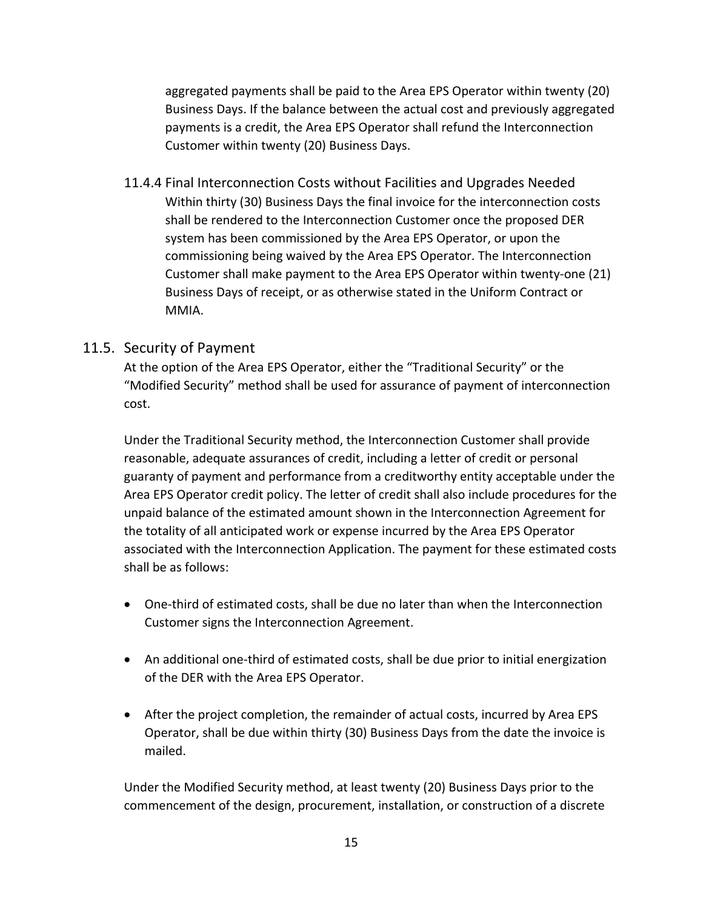aggregated payments shall be paid to the Area EPS Operator within twenty (20) Business Days. If the balance between the actual cost and previously aggregated payments is a credit, the Area EPS Operator shall refund the Interconnection Customer within twenty (20) Business Days.

#### 11.4.4 Final Interconnection Costs without Facilities and Upgrades Needed

Within thirty (30) Business Days the final invoice for the interconnection costs shall be rendered to the Interconnection Customer once the proposed DER system has been commissioned by the Area EPS Operator, or upon the commissioning being waived by the Area EPS Operator. The Interconnection Customer shall make payment to the Area EPS Operator within twenty-one (21) Business Days of receipt, or as otherwise stated in the Uniform Contract or MMIA.

### 11.5. Security of Payment

At the option of the Area EPS Operator, either the "Traditional Security" or the "Modified Security" method shall be used for assurance of payment of interconnection cost.

Under the Traditional Security method, the Interconnection Customer shall provide reasonable, adequate assurances of credit, including a letter of credit or personal guaranty of payment and performance from a creditworthy entity acceptable under the Area EPS Operator credit policy. The letter of credit shall also include procedures for the unpaid balance of the estimated amount shown in the Interconnection Agreement for the totality of all anticipated work or expense incurred by the Area EPS Operator associated with the Interconnection Application. The payment for these estimated costs shall be as follows:

- One-third of estimated costs, shall be due no later than when the Interconnection Customer signs the Interconnection Agreement.
- An additional one-third of estimated costs, shall be due prior to initial energization of the DER with the Area EPS Operator.
- After the project completion, the remainder of actual costs, incurred by Area EPS Operator, shall be due within thirty (30) Business Days from the date the invoice is mailed.

Under the Modified Security method, at least twenty (20) Business Days prior to the commencement of the design, procurement, installation, or construction of a discrete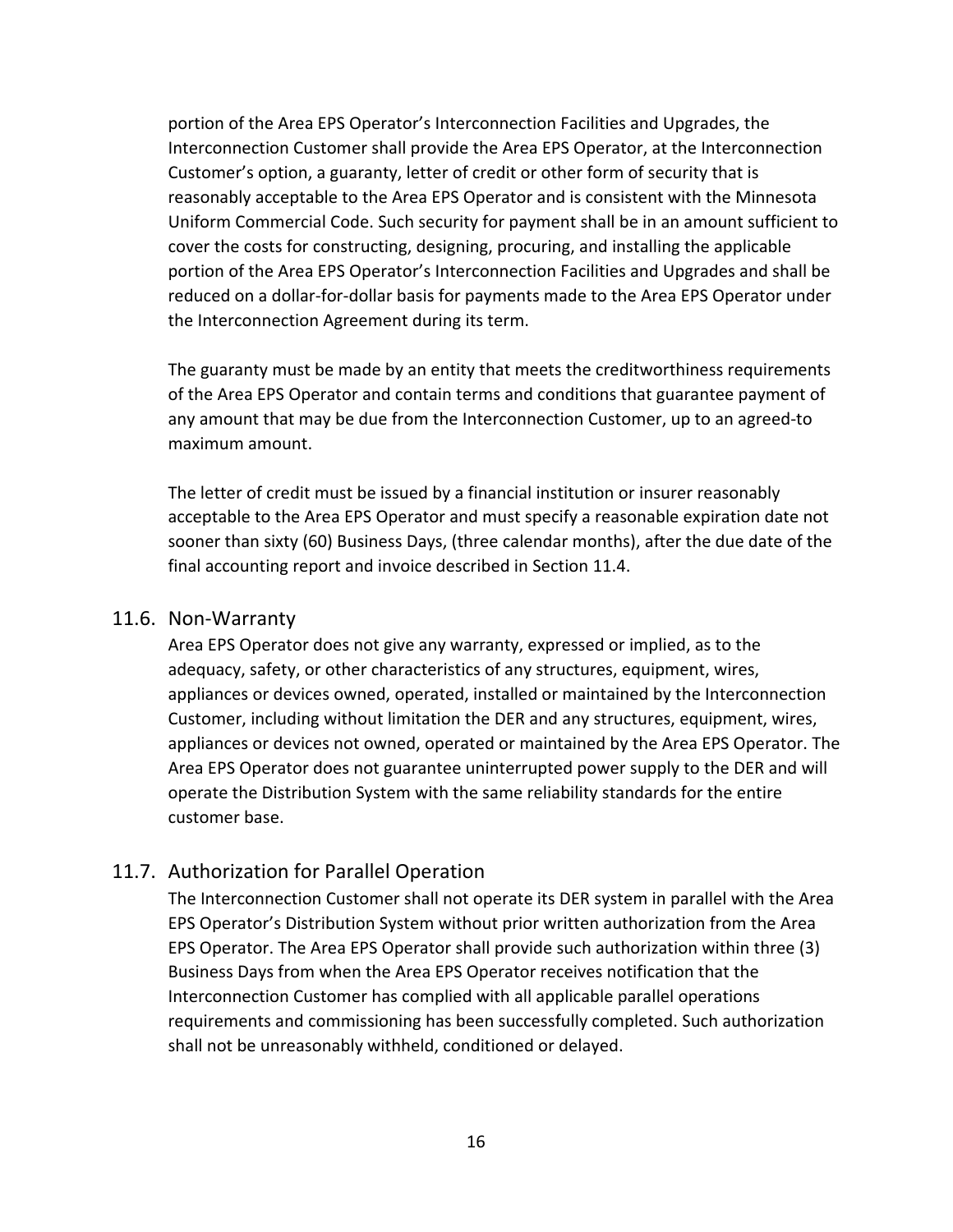portion of the Area EPS Operator's Interconnection Facilities and Upgrades, the Interconnection Customer shall provide the Area EPS Operator, at the Interconnection Customer's option, a guaranty, letter of credit or other form of security that is reasonably acceptable to the Area EPS Operator and is consistent with the Minnesota Uniform Commercial Code. Such security for payment shall be in an amount sufficient to cover the costs for constructing, designing, procuring, and installing the applicable portion of the Area EPS Operator's Interconnection Facilities and Upgrades and shall be reduced on a dollar-for-dollar basis for payments made to the Area EPS Operator under the Interconnection Agreement during its term.

The guaranty must be made by an entity that meets the creditworthiness requirements of the Area EPS Operator and contain terms and conditions that guarantee payment of any amount that may be due from the Interconnection Customer, up to an agreed-to maximum amount.

The letter of credit must be issued by a financial institution or insurer reasonably acceptable to the Area EPS Operator and must specify a reasonable expiration date not sooner than sixty (60) Business Days, (three calendar months), after the due date of the final accounting report and invoice described in Section 11.4.

## 11.6. Non-Warranty

Area EPS Operator does not give any warranty, expressed or implied, as to the adequacy, safety, or other characteristics of any structures, equipment, wires, appliances or devices owned, operated, installed or maintained by the Interconnection Customer, including without limitation the DER and any structures, equipment, wires, appliances or devices not owned, operated or maintained by the Area EPS Operator. The Area EPS Operator does not guarantee uninterrupted power supply to the DER and will operate the Distribution System with the same reliability standards for the entire customer base.

## 11.7. Authorization for Parallel Operation

The Interconnection Customer shall not operate its DER system in parallel with the Area EPS Operator's Distribution System without prior written authorization from the Area EPS Operator. The Area EPS Operator shall provide such authorization within three (3) Business Days from when the Area EPS Operator receives notification that the Interconnection Customer has complied with all applicable parallel operations requirements and commissioning has been successfully completed. Such authorization shall not be unreasonably withheld, conditioned or delayed.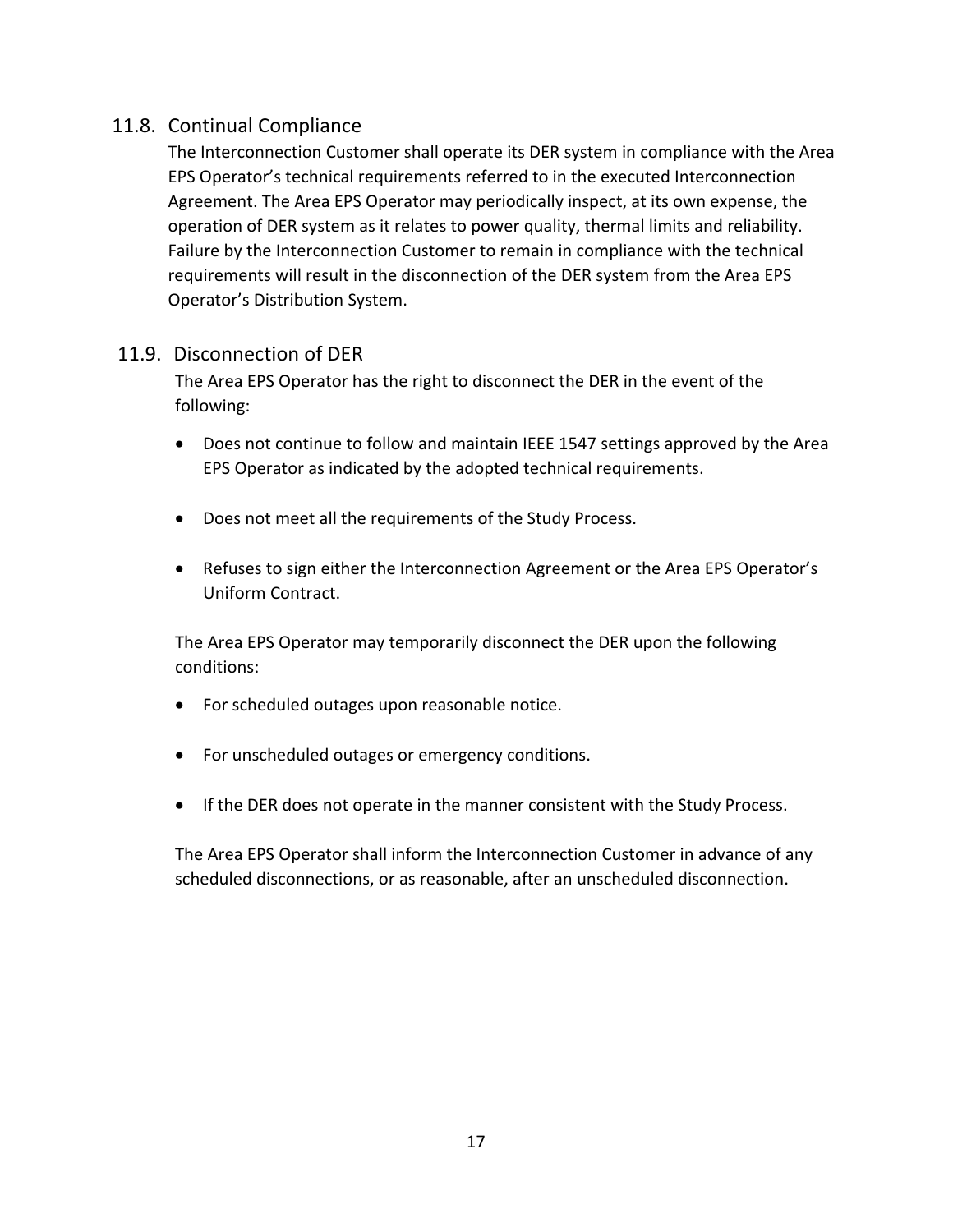## 11.8. Continual Compliance

The Interconnection Customer shall operate its DER system in compliance with the Area EPS Operator's technical requirements referred to in the executed Interconnection Agreement. The Area EPS Operator may periodically inspect, at its own expense, the operation of DER system as it relates to power quality, thermal limits and reliability. Failure by the Interconnection Customer to remain in compliance with the technical requirements will result in the disconnection of the DER system from the Area EPS Operator's Distribution System.

## 11.9. Disconnection of DER

The Area EPS Operator has the right to disconnect the DER in the event of the following:

- Does not continue to follow and maintain IEEE 1547 settings approved by the Area EPS Operator as indicated by the adopted technical requirements.
- Does not meet all the requirements of the Study Process.
- Refuses to sign either the Interconnection Agreement or the Area EPS Operator's Uniform Contract.

The Area EPS Operator may temporarily disconnect the DER upon the following conditions:

- For scheduled outages upon reasonable notice.
- For unscheduled outages or emergency conditions.
- If the DER does not operate in the manner consistent with the Study Process.

The Area EPS Operator shall inform the Interconnection Customer in advance of any scheduled disconnections, or as reasonable, after an unscheduled disconnection.